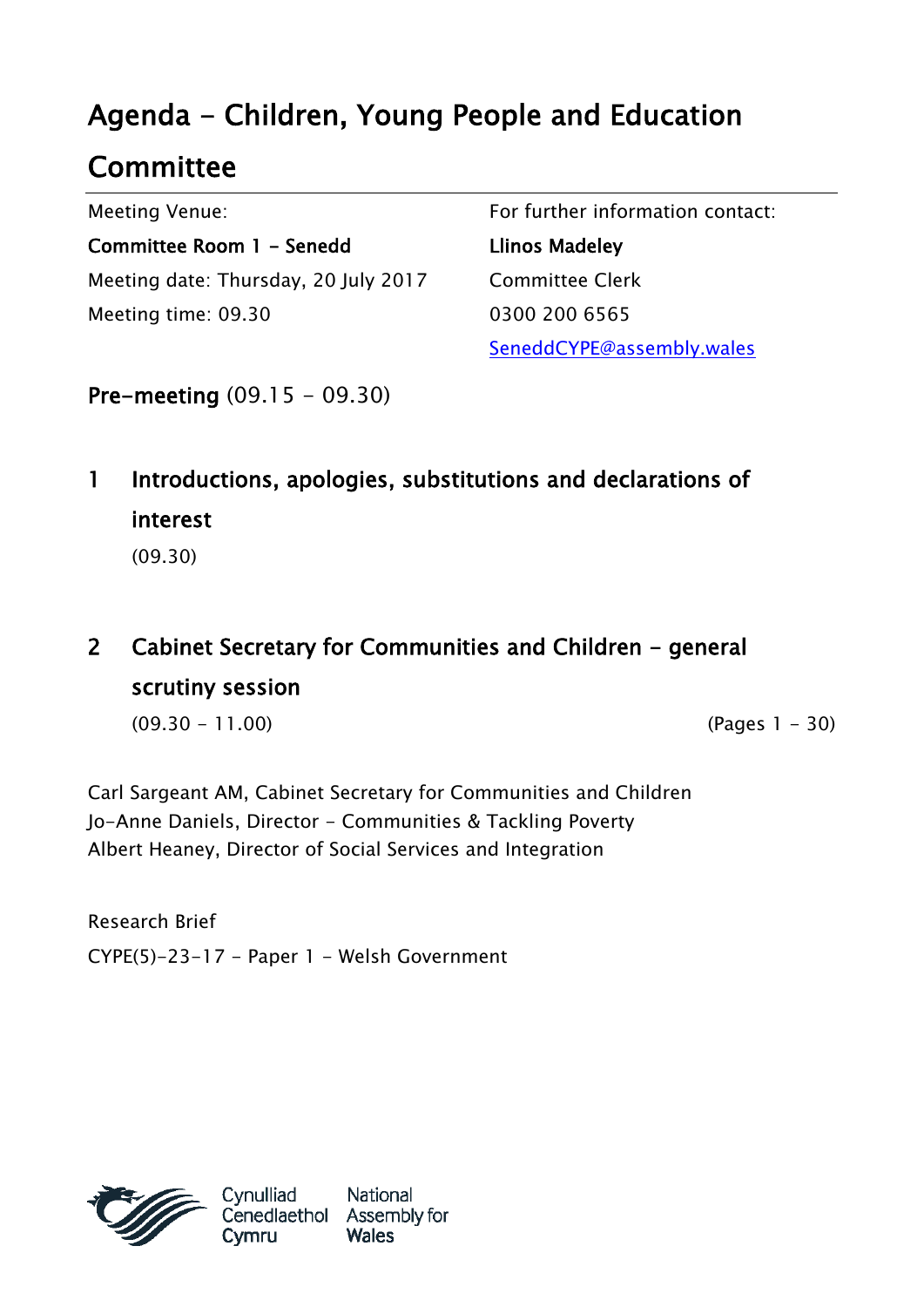# Agenda - Children, Young People and Education Committee

| Meeting Venue: | For further information contact: |
| --- | --- |
| **Committee Room 1 - Senedd** | **Llinos Madeley** |
| Meeting date: Thursday, 20 July 2017 | Committee Clerk |
| Meeting time: 09.30 | 0300 200 6565 |
| | SeneddCYPE@assembly.wales |

**Pre-meeting** (09.15 - 09.30)

## 1 Introductions, apologies, substitutions and declarations of interest

(09.30)

## 2 Cabinet Secretary for Communities and Children - general scrutiny session

(09.30 - 11.00) (Pages 1 - 30)

Carl Sargeant AM, Cabinet Secretary for Communities and Children
Jo-Anne Daniels, Director - Communities & Tackling Poverty
Albert Heaney, Director of Social Services and Integration

Research Brief
CYPE(5)-23-17 - Paper 1 - Welsh Government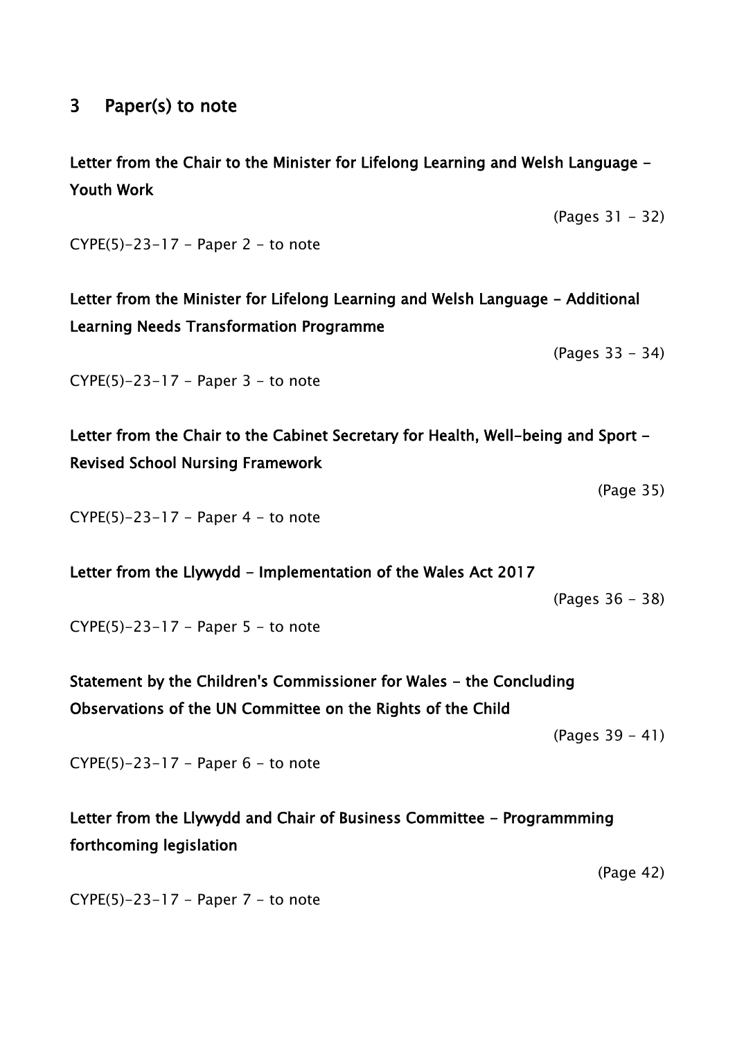## 3 Paper(s) to note

**Letter from the Chair to the Minister for Lifelong Learning and Welsh Language - Youth Work**

(Pages 31 - 32)

CYPE(5)-23-17 - Paper 2 - to note

**Letter from the Minister for Lifelong Learning and Welsh Language - Additional Learning Needs Transformation Programme**

(Pages 33 - 34)

CYPE(5)-23-17 - Paper 3 - to note

**Letter from the Chair to the Cabinet Secretary for Health, Well-being and Sport - Revised School Nursing Framework**

(Page 35)

CYPE(5)-23-17 - Paper 4 - to note

**Letter from the Llywydd - Implementation of the Wales Act 2017**

(Pages 36 - 38)

CYPE(5)-23-17 - Paper 5 - to note

**Statement by the Children's Commissioner for Wales - the Concluding Observations of the UN Committee on the Rights of the Child**

(Pages 39 - 41)

CYPE(5)-23-17 - Paper 6 - to note

**Letter from the Llywydd and Chair of Business Committee - Programmming forthcoming legislation**

(Page 42)

CYPE(5)-23-17 - Paper 7 - to note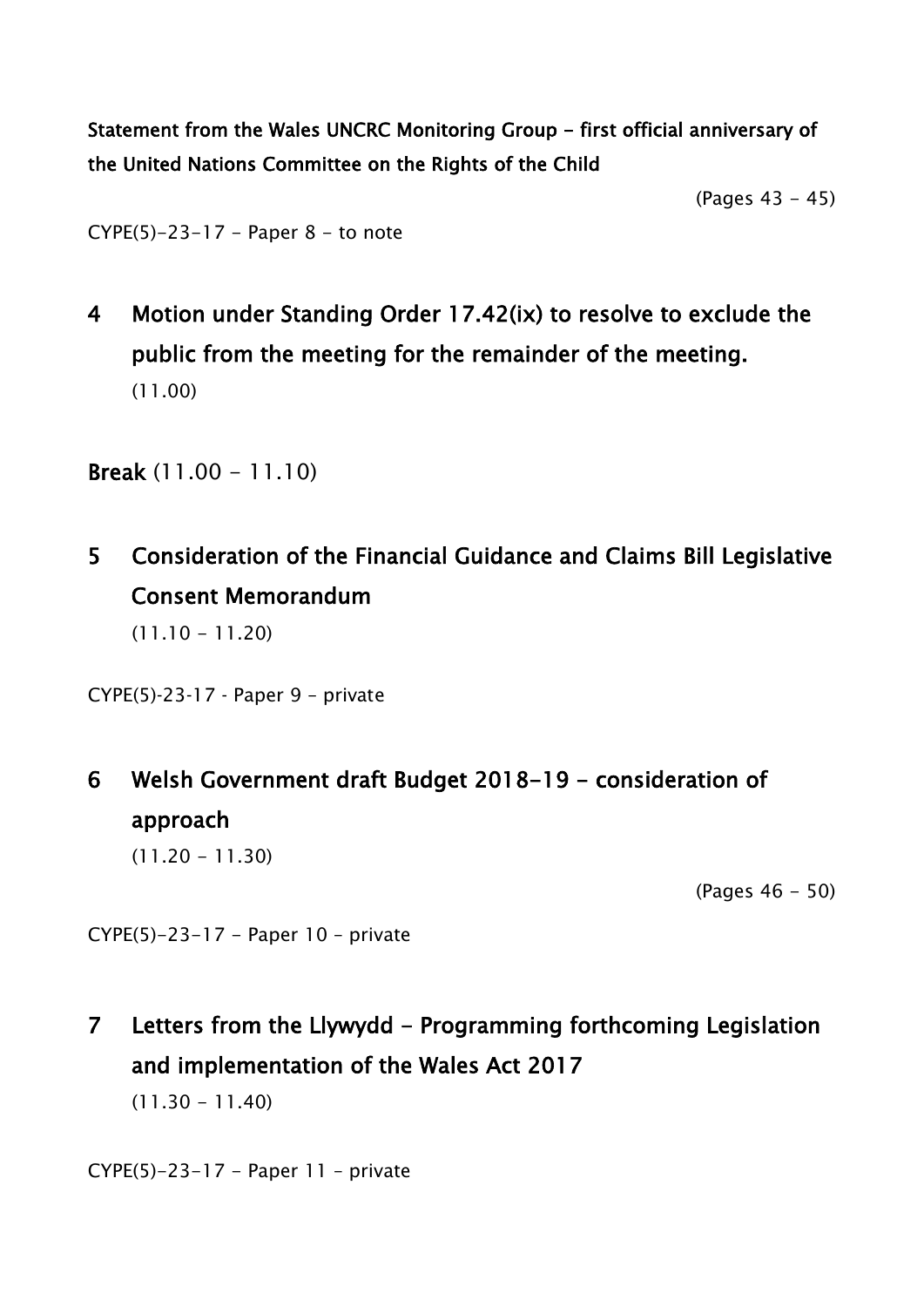**Statement from the Wales UNCRC Monitoring Group - first official anniversary of the United Nations Committee on the Rights of the Child**

(Pages 43 - 45)

CYPE(5)-23-17 - Paper 8 - to note

## 4 Motion under Standing Order 17.42(ix) to resolve to exclude the public from the meeting for the remainder of the meeting.

(11.00)

**Break** (11.00 - 11.10)

## 5 Consideration of the Financial Guidance and Claims Bill Legislative Consent Memorandum

(11.10 - 11.20)

CYPE(5)-23-17 - Paper 9 – private

## 6 Welsh Government draft Budget 2018-19 - consideration of approach

(11.20 - 11.30)

(Pages 46 - 50)

CYPE(5)-23-17 - Paper 10 – private

## 7 Letters from the Llywydd - Programming forthcoming Legislation and implementation of the Wales Act 2017

(11.30 - 11.40)

CYPE(5)-23-17 - Paper 11 – private